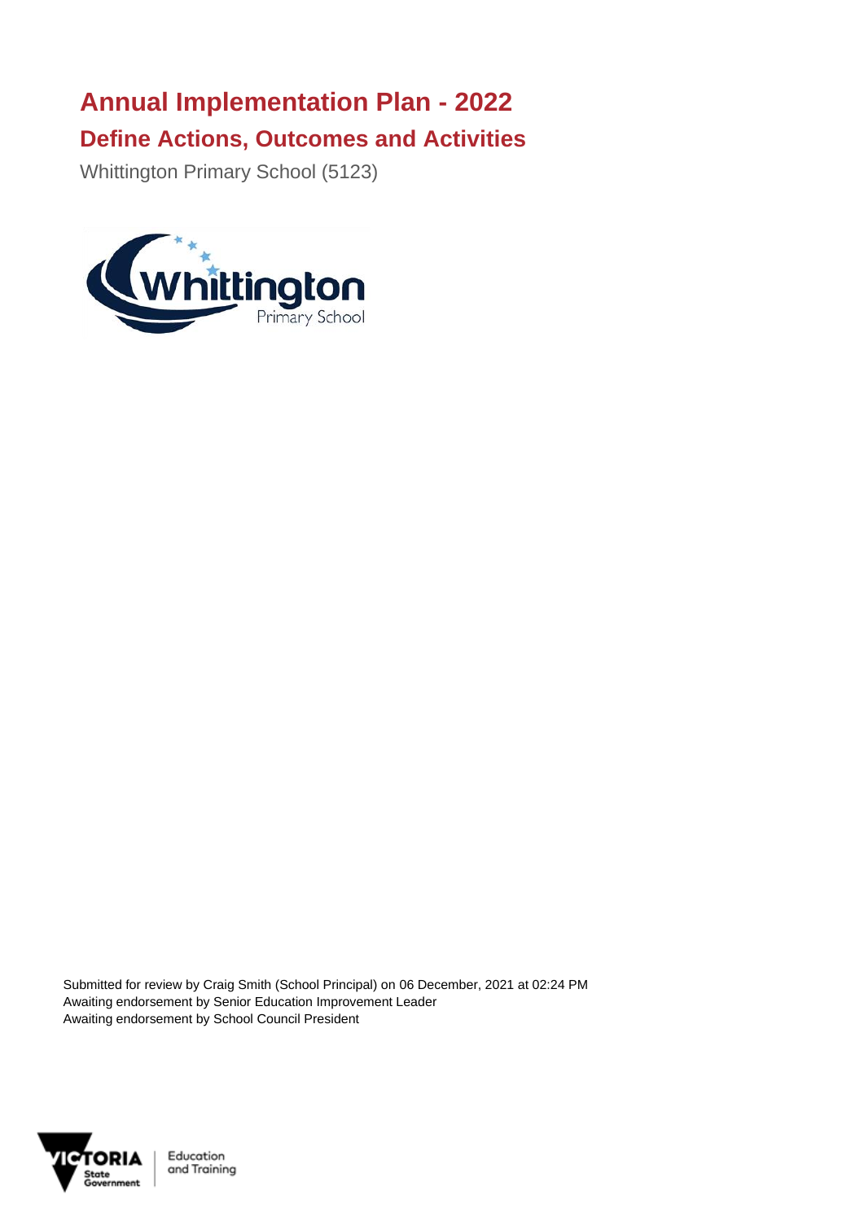# Annual Implementation Plan - 2022

## Define Actions, Outcomes and Activities

Whittington Primary School (5123)

Submitted for review by Craig Smith (School Principal) on 06 December, 2021 at 02:24 PM
Awaiting endorsement by Senior Education Improvement Leader
Awaiting endorsement by School Council President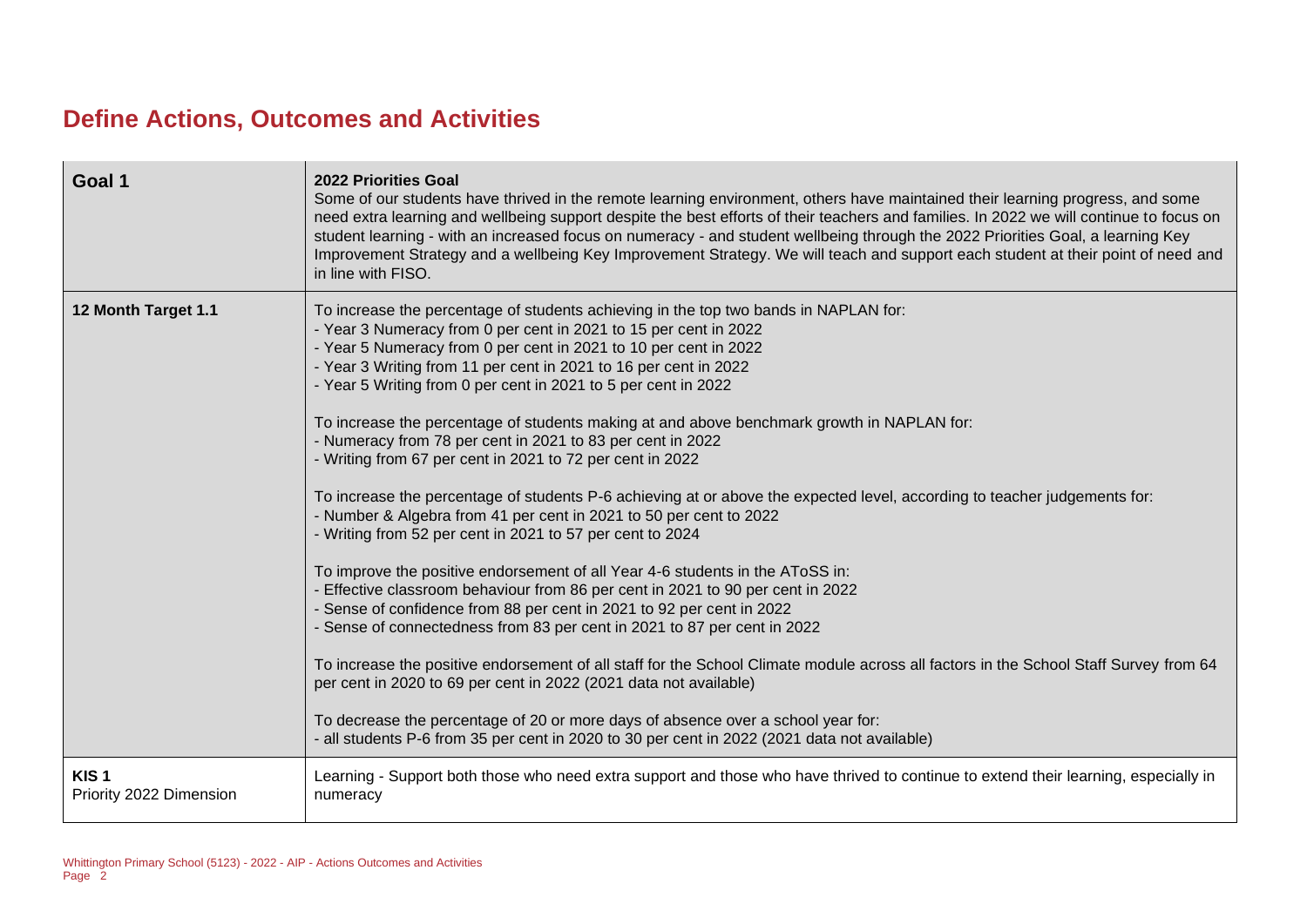# Define Actions, Outcomes and Activities

| Goal 1 | 2022 Priorities Goal<br>Some of our students have thrived in the remote learning environment, others have maintained their learning progress, and some need extra learning and wellbeing support despite the best efforts of their teachers and families. In 2022 we will continue to focus on student learning - with an increased focus on numeracy - and student wellbeing through the 2022 Priorities Goal, a learning Key Improvement Strategy and a wellbeing Key Improvement Strategy. We will teach and support each student at their point of need and in line with FISO. |
|---|---|
| **12 Month Target 1.1** | To increase the percentage of students achieving in the top two bands in NAPLAN for:<br>- Year 3 Numeracy from 0 per cent in 2021 to 15 per cent in 2022<br>- Year 5 Numeracy from 0 per cent in 2021 to 10 per cent in 2022<br>- Year 3 Writing from 11 per cent in 2021 to 16 per cent in 2022<br>- Year 5 Writing from 0 per cent in 2021 to 5 per cent in 2022<br><br>To increase the percentage of students making at and above benchmark growth in NAPLAN for:<br>- Numeracy from 78 per cent in 2021 to 83 per cent in 2022<br>- Writing from 67 per cent in 2021 to 72 per cent in 2022<br><br>To increase the percentage of students P-6 achieving at or above the expected level, according to teacher judgements for:<br>- Number & Algebra from 41 per cent in 2021 to 50 per cent to 2022<br>- Writing from 52 per cent in 2021 to 57 per cent to 2024<br><br>To improve the positive endorsement of all Year 4-6 students in the AToSS in:<br>- Effective classroom behaviour from 86 per cent in 2021 to 90 per cent in 2022<br>- Sense of confidence from 88 per cent in 2021 to 92 per cent in 2022<br>- Sense of connectedness from 83 per cent in 2021 to 87 per cent in 2022<br><br>To increase the positive endorsement of all staff for the School Climate module across all factors in the School Staff Survey from 64 per cent in 2020 to 69 per cent in 2022 (2021 data not available)<br><br>To decrease the percentage of 20 or more days of absence over a school year for:<br>- all students P-6 from 35 per cent in 2020 to 30 per cent in 2022 (2021 data not available) |
| **KIS 1**<br>Priority 2022 Dimension | Learning - Support both those who need extra support and those who have thrived to continue to extend their learning, especially in numeracy |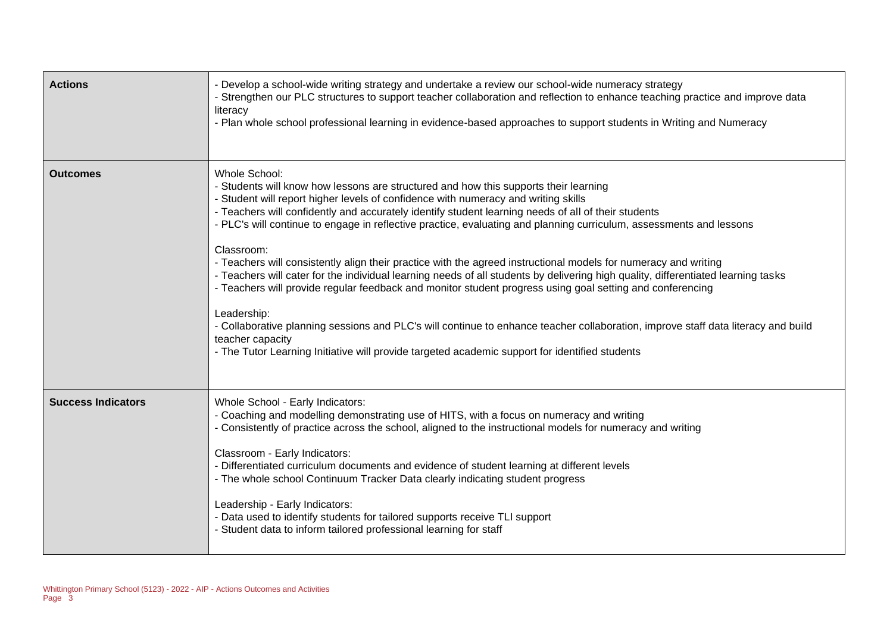| | |
|---|---|
| **Actions** | - Develop a school-wide writing strategy and undertake a review our school-wide numeracy strategy<br>- Strengthen our PLC structures to support teacher collaboration and reflection to enhance teaching practice and improve data literacy<br>- Plan whole school professional learning in evidence-based approaches to support students in Writing and Numeracy |
| **Outcomes** | Whole School:<br>- Students will know how lessons are structured and how this supports their learning<br>- Student will report higher levels of confidence with numeracy and writing skills<br>- Teachers will confidently and accurately identify student learning needs of all of their students<br>- PLC's will continue to engage in reflective practice, evaluating and planning curriculum, assessments and lessons<br><br>Classroom:<br>- Teachers will consistently align their practice with the agreed instructional models for numeracy and writing<br>- Teachers will cater for the individual learning needs of all students by delivering high quality, differentiated learning tasks<br>- Teachers will provide regular feedback and monitor student progress using goal setting and conferencing<br><br>Leadership:<br>- Collaborative planning sessions and PLC's will continue to enhance teacher collaboration, improve staff data literacy and build teacher capacity<br>- The Tutor Learning Initiative will provide targeted academic support for identified students |
| **Success Indicators** | Whole School - Early Indicators:<br>- Coaching and modelling demonstrating use of HITS, with a focus on numeracy and writing<br>- Consistently of practice across the school, aligned to the instructional models for numeracy and writing<br><br>Classroom - Early Indicators:<br>- Differentiated curriculum documents and evidence of student learning at different levels<br>- The whole school Continuum Tracker Data clearly indicating student progress<br><br>Leadership - Early Indicators:<br>- Data used to identify students for tailored supports receive TLI support<br>- Student data to inform tailored professional learning for staff |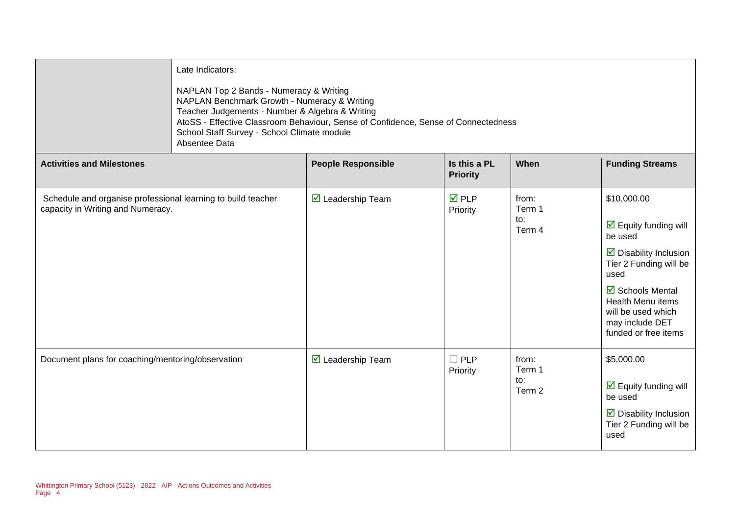| | Late Indicators:<br><br>NAPLAN Top 2 Bands - Numeracy & Writing<br>NAPLAN Benchmark Growth - Numeracy & Writing<br>Teacher Judgements - Number & Algebra & Writing<br>AtoSS - Effective Classroom Behaviour, Sense of Confidence, Sense of Connectedness<br>School Staff Survey - School Climate module<br>Absentee Data |
|---|---|

| Activities and Milestones | People Responsible | Is this a PL Priority | When | Funding Streams |
|---|---|---|---|---|
| Schedule and organise professional learning to build teacher capacity in Writing and Numeracy. | ☑ Leadership Team | ☑ PLP Priority | from: Term 1 to: Term 4 | $10,000.00<br><br>☑ Equity funding will be used<br><br>☑ Disability Inclusion Tier 2 Funding will be used<br><br>☑ Schools Mental Health Menu items will be used which may include DET funded or free items |
| Document plans for coaching/mentoring/observation | ☑ Leadership Team | ☐ PLP Priority | from: Term 1 to: Term 2 | $5,000.00<br><br>☑ Equity funding will be used<br><br>☑ Disability Inclusion Tier 2 Funding will be used |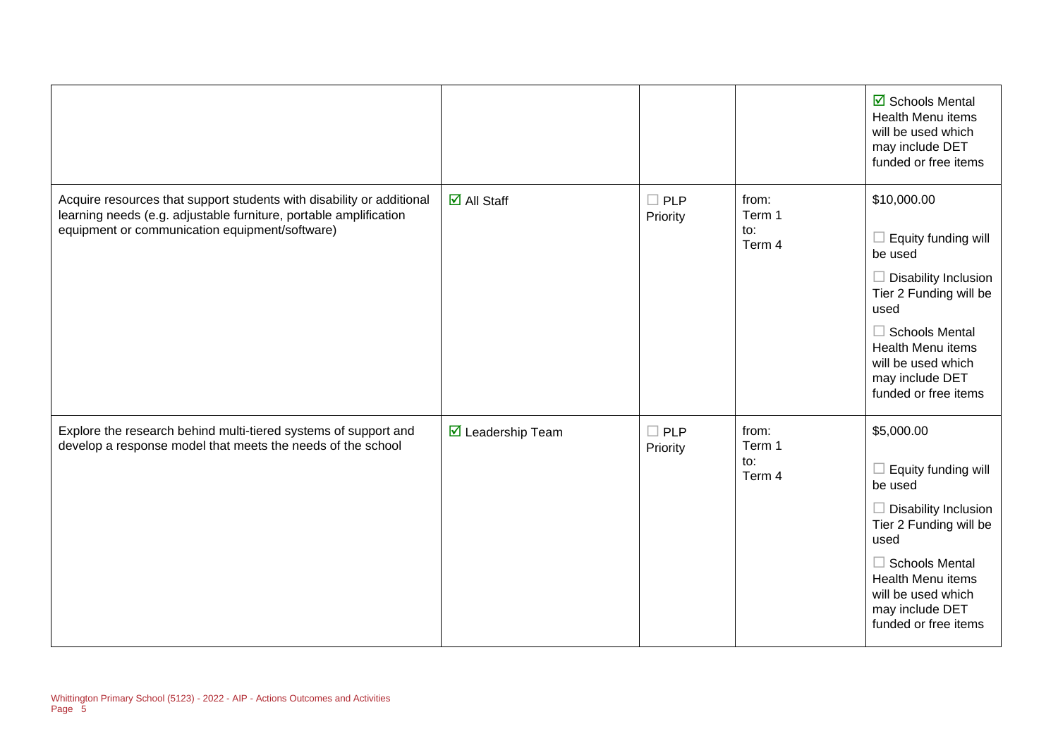| | | | | |
|---|---|---|---|---|
| | | | | ☑ Schools Mental Health Menu items will be used which may include DET funded or free items |
| Acquire resources that support students with disability or additional learning needs (e.g. adjustable furniture, portable amplification equipment or communication equipment/software) | ☑ All Staff | ☐ PLP Priority | from: Term 1 to: Term 4 | $10,000.00 ☐ Equity funding will be used ☐ Disability Inclusion Tier 2 Funding will be used ☐ Schools Mental Health Menu items will be used which may include DET funded or free items |
| Explore the research behind multi-tiered systems of support and develop a response model that meets the needs of the school | ☑ Leadership Team | ☐ PLP Priority | from: Term 1 to: Term 4 | $5,000.00 ☐ Equity funding will be used ☐ Disability Inclusion Tier 2 Funding will be used ☐ Schools Mental Health Menu items will be used which may include DET funded or free items |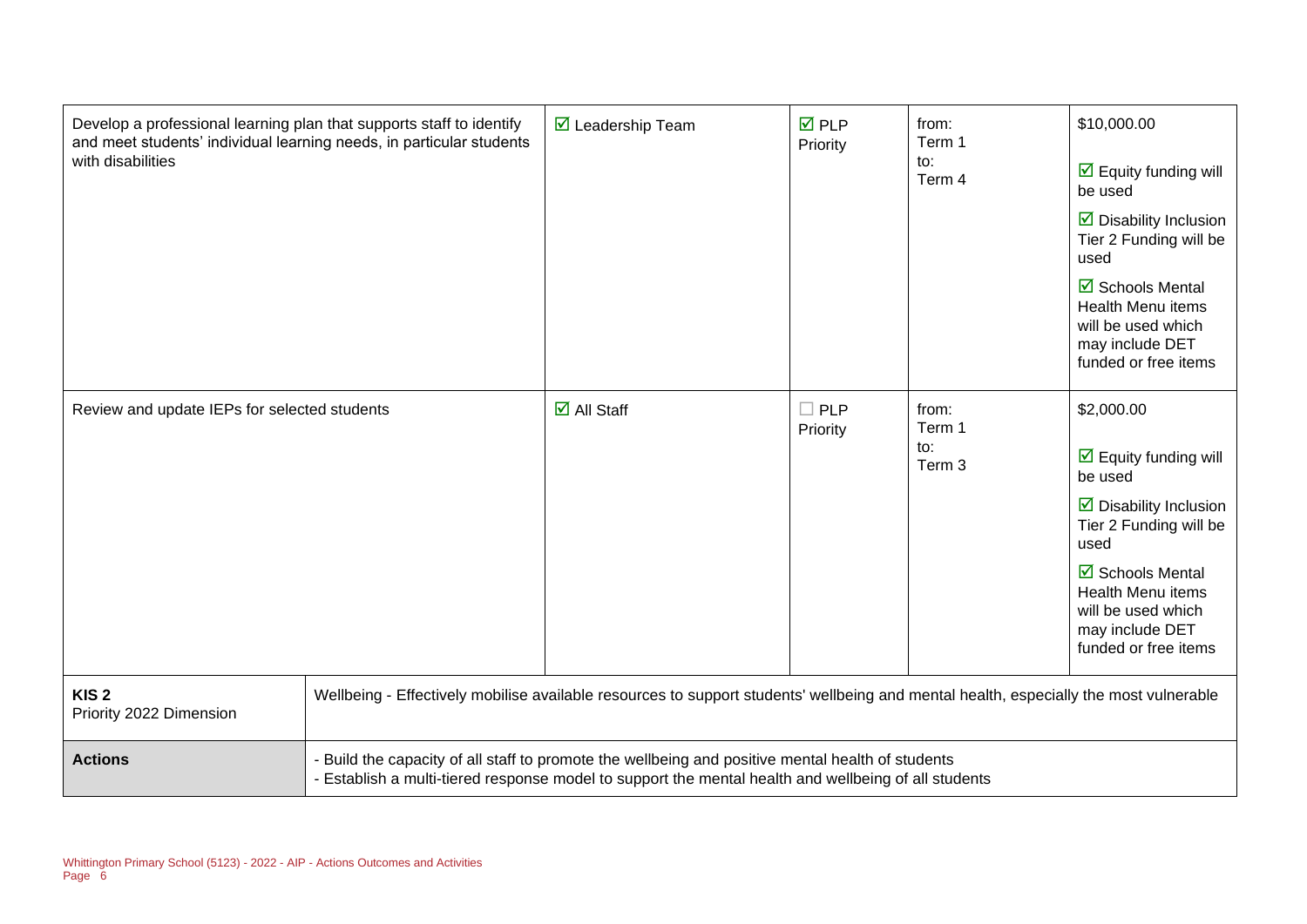| | | | | |
|---|---|---|---|---|
| Develop a professional learning plan that supports staff to identify and meet students' individual learning needs, in particular students with disabilities | ☑ Leadership Team | ☑ PLP Priority | from: Term 1 to: Term 4 | $10,000.00 ☑ Equity funding will be used ☑ Disability Inclusion Tier 2 Funding will be used ☑ Schools Mental Health Menu items will be used which may include DET funded or free items |
| Review and update IEPs for selected students | ☑ All Staff | ☐ PLP Priority | from: Term 1 to: Term 3 | $2,000.00 ☑ Equity funding will be used ☑ Disability Inclusion Tier 2 Funding will be used ☑ Schools Mental Health Menu items will be used which may include DET funded or free items |

| | |
|---|---|
| **KIS 2** Priority 2022 Dimension | Wellbeing - Effectively mobilise available resources to support students' wellbeing and mental health, especially the most vulnerable |
| **Actions** | - Build the capacity of all staff to promote the wellbeing and positive mental health of students<br>- Establish a multi-tiered response model to support the mental health and wellbeing of all students |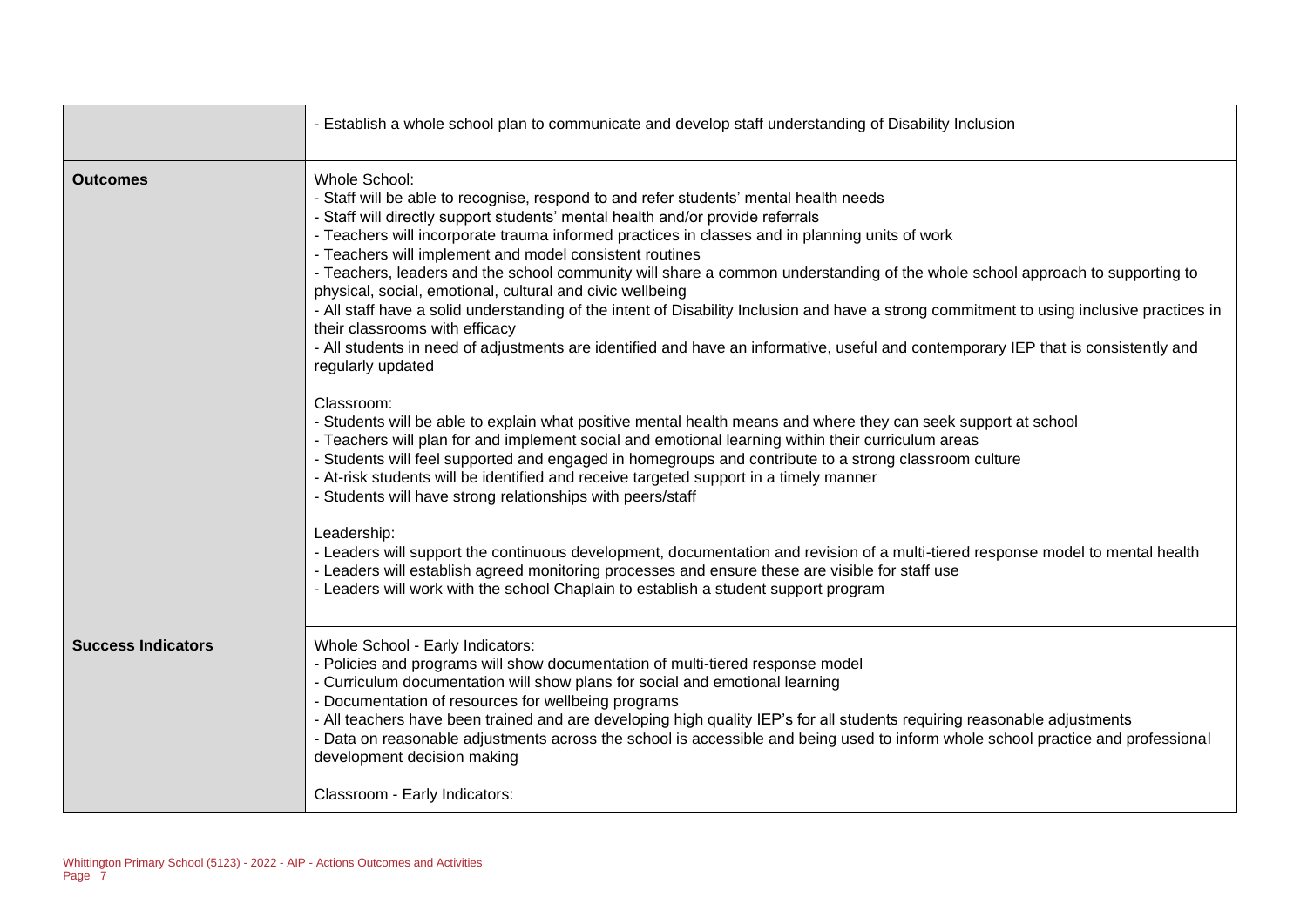| | |
|---|---|
| | - Establish a whole school plan to communicate and develop staff understanding of Disability Inclusion |
| **Outcomes** | Whole School:<br>- Staff will be able to recognise, respond to and refer students' mental health needs<br>- Staff will directly support students' mental health and/or provide referrals<br>- Teachers will incorporate trauma informed practices in classes and in planning units of work<br>- Teachers will implement and model consistent routines<br>- Teachers, leaders and the school community will share a common understanding of the whole school approach to supporting to physical, social, emotional, cultural and civic wellbeing<br>- All staff have a solid understanding of the intent of Disability Inclusion and have a strong commitment to using inclusive practices in their classrooms with efficacy<br>- All students in need of adjustments are identified and have an informative, useful and contemporary IEP that is consistently and regularly updated<br><br>Classroom:<br>- Students will be able to explain what positive mental health means and where they can seek support at school<br>- Teachers will plan for and implement social and emotional learning within their curriculum areas<br>- Students will feel supported and engaged in homegroups and contribute to a strong classroom culture<br>- At-risk students will be identified and receive targeted support in a timely manner<br>- Students will have strong relationships with peers/staff<br><br>Leadership:<br>- Leaders will support the continuous development, documentation and revision of a multi-tiered response model to mental health<br>- Leaders will establish agreed monitoring processes and ensure these are visible for staff use<br>- Leaders will work with the school Chaplain to establish a student support program |
| **Success Indicators** | Whole School - Early Indicators:<br>- Policies and programs will show documentation of multi-tiered response model<br>- Curriculum documentation will show plans for social and emotional learning<br>- Documentation of resources for wellbeing programs<br>- All teachers have been trained and are developing high quality IEP's for all students requiring reasonable adjustments<br>- Data on reasonable adjustments across the school is accessible and being used to inform whole school practice and professional development decision making<br><br>Classroom - Early Indicators: |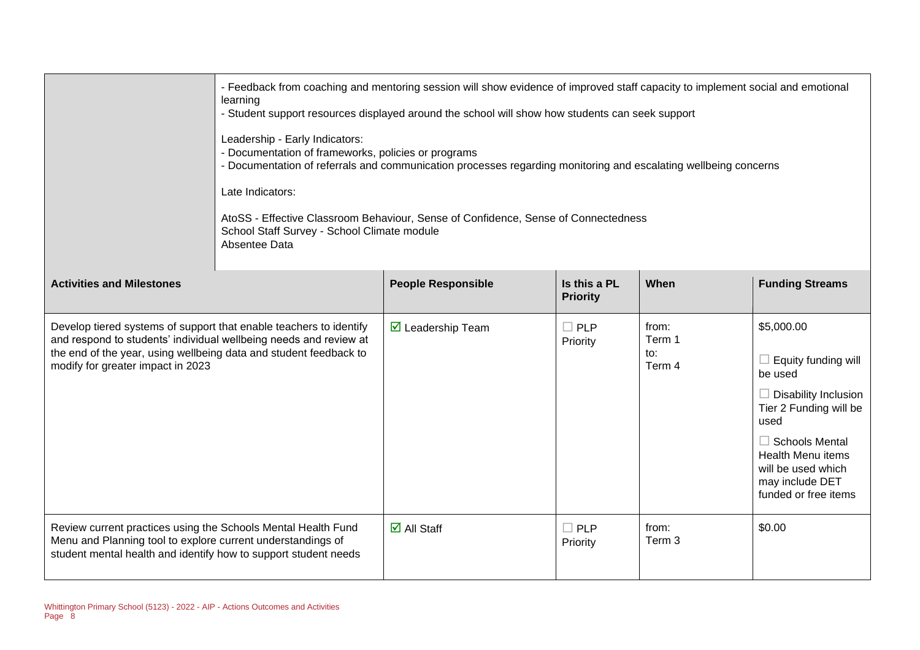| | - Feedback from coaching and mentoring session will show evidence of improved staff capacity to implement social and emotional learning<br>- Student support resources displayed around the school will show how students can seek support<br><br>Leadership - Early Indicators:<br>- Documentation of frameworks, policies or programs<br>- Documentation of referrals and communication processes regarding monitoring and escalating wellbeing concerns<br><br>Late Indicators:<br><br>AtoSS - Effective Classroom Behaviour, Sense of Confidence, Sense of Connectedness<br>School Staff Survey - School Climate module<br>Absentee Data |
|---|---|

| Activities and Milestones | People Responsible | Is this a PL Priority | When | Funding Streams |
|---|---|---|---|---|
| Develop tiered systems of support that enable teachers to identify and respond to students' individual wellbeing needs and review at the end of the year, using wellbeing data and student feedback to modify for greater impact in 2023 | ☑ Leadership Team | ☐ PLP Priority | from: Term 1<br>to: Term 4 | $5,000.00<br><br>☐ Equity funding will be used<br><br>☐ Disability Inclusion Tier 2 Funding will be used<br><br>☐ Schools Mental Health Menu items will be used which may include DET funded or free items |
| Review current practices using the Schools Mental Health Fund Menu and Planning tool to explore current understandings of student mental health and identify how to support student needs | ☑ All Staff | ☐ PLP Priority | from: Term 3 | $0.00 |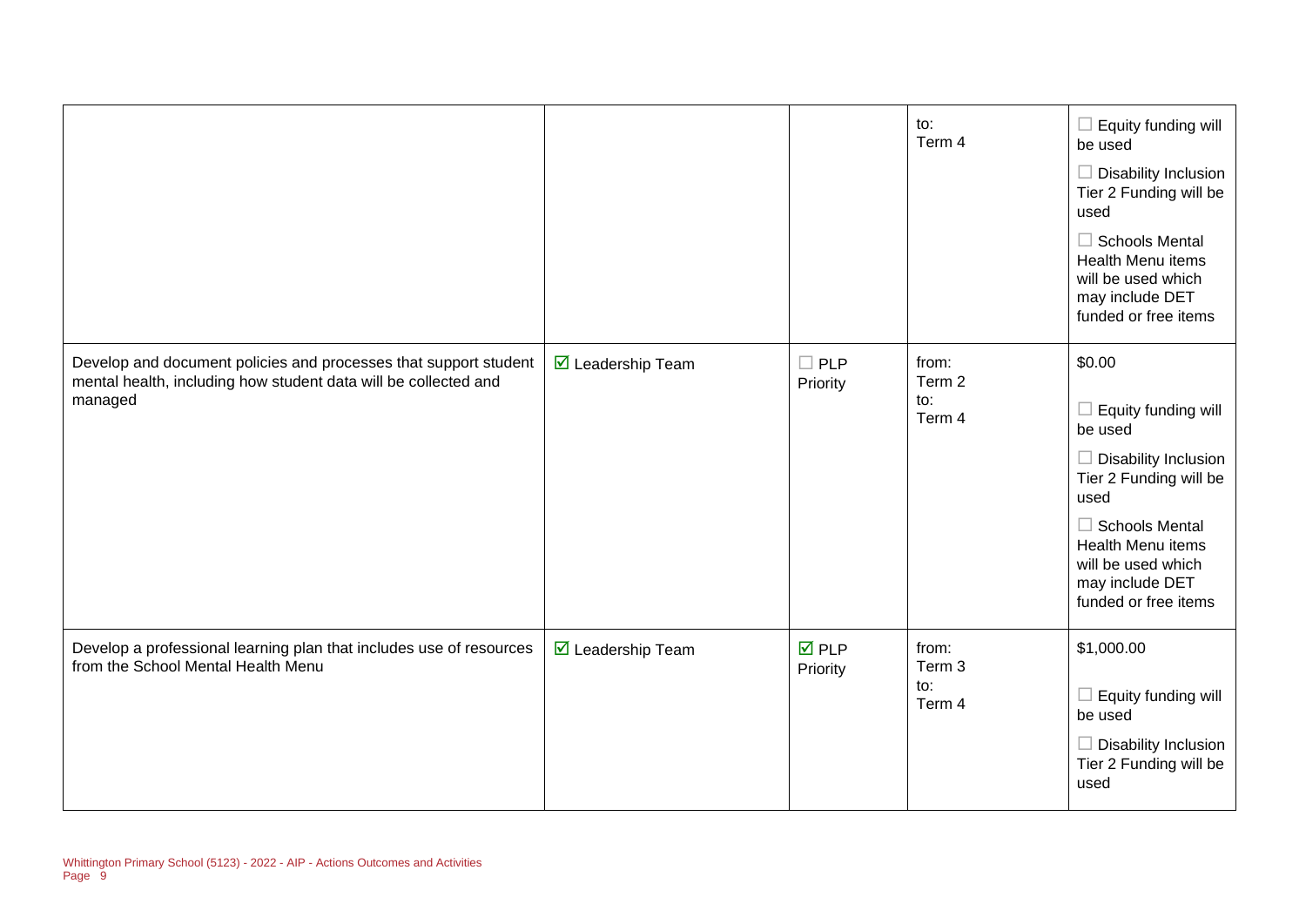|  |  |  | to:<br>Term 4 | ☐ Equity funding will be used<br>☐ Disability Inclusion Tier 2 Funding will be used<br>☐ Schools Mental Health Menu items will be used which may include DET funded or free items |
|---|---|---|---|---|
| Develop and document policies and processes that support student mental health, including how student data will be collected and managed | ☑ Leadership Team | ☐ PLP Priority | from:<br>Term 2<br>to:<br>Term 4 | $0.00<br>☐ Equity funding will be used<br>☐ Disability Inclusion Tier 2 Funding will be used<br>☐ Schools Mental Health Menu items will be used which may include DET funded or free items |
| Develop a professional learning plan that includes use of resources from the School Mental Health Menu | ☑ Leadership Team | ☑ PLP Priority | from:<br>Term 3<br>to:<br>Term 4 | $1,000.00<br>☐ Equity funding will be used<br>☐ Disability Inclusion Tier 2 Funding will be used |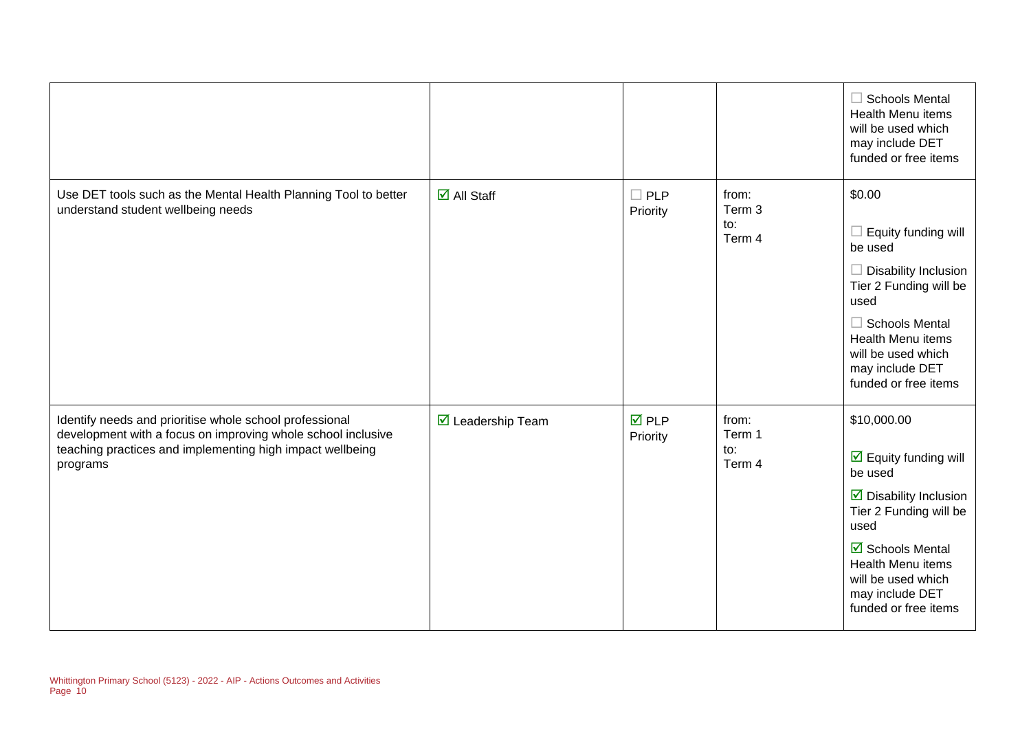| | | | | |
|---|---|---|---|---|
| | | | | ☐ Schools Mental Health Menu items will be used which may include DET funded or free items |
| Use DET tools such as the Mental Health Planning Tool to better understand student wellbeing needs | ☑ All Staff | ☐ PLP Priority | from: Term 3 to: Term 4 | $0.00<br><br>☐ Equity funding will be used<br><br>☐ Disability Inclusion Tier 2 Funding will be used<br><br>☐ Schools Mental Health Menu items will be used which may include DET funded or free items |
| Identify needs and prioritise whole school professional development with a focus on improving whole school inclusive teaching practices and implementing high impact wellbeing programs | ☑ Leadership Team | ☑ PLP Priority | from: Term 1 to: Term 4 | $10,000.00<br><br>☑ Equity funding will be used<br><br>☑ Disability Inclusion Tier 2 Funding will be used<br><br>☑ Schools Mental Health Menu items will be used which may include DET funded or free items |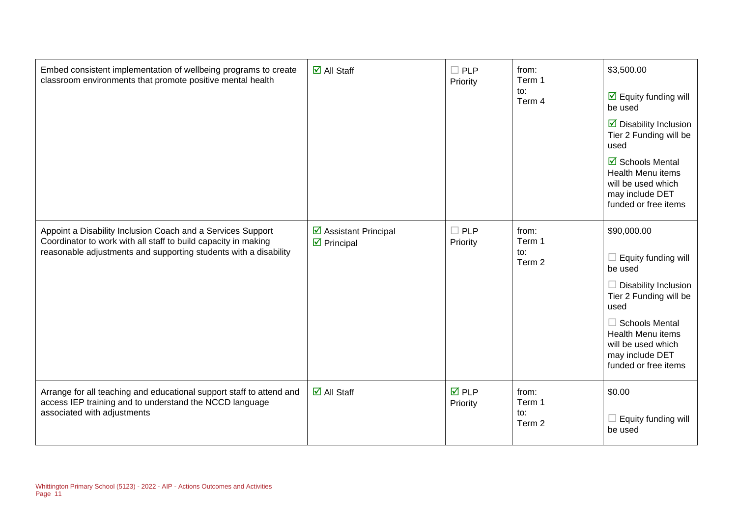| | | | | |
|---|---|---|---|---|
| Embed consistent implementation of wellbeing programs to create classroom environments that promote positive mental health | ☑ All Staff | ☐ PLP Priority | from: Term 1 to: Term 4 | $3,500.00 ☑ Equity funding will be used ☑ Disability Inclusion Tier 2 Funding will be used ☑ Schools Mental Health Menu items will be used which may include DET funded or free items |
| Appoint a Disability Inclusion Coach and a Services Support Coordinator to work with all staff to build capacity in making reasonable adjustments and supporting students with a disability | ☑ Assistant Principal ☑ Principal | ☐ PLP Priority | from: Term 1 to: Term 2 | $90,000.00 ☐ Equity funding will be used ☐ Disability Inclusion Tier 2 Funding will be used ☐ Schools Mental Health Menu items will be used which may include DET funded or free items |
| Arrange for all teaching and educational support staff to attend and access IEP training and to understand the NCCD language associated with adjustments | ☑ All Staff | ☑ PLP Priority | from: Term 1 to: Term 2 | $0.00 ☐ Equity funding will be used |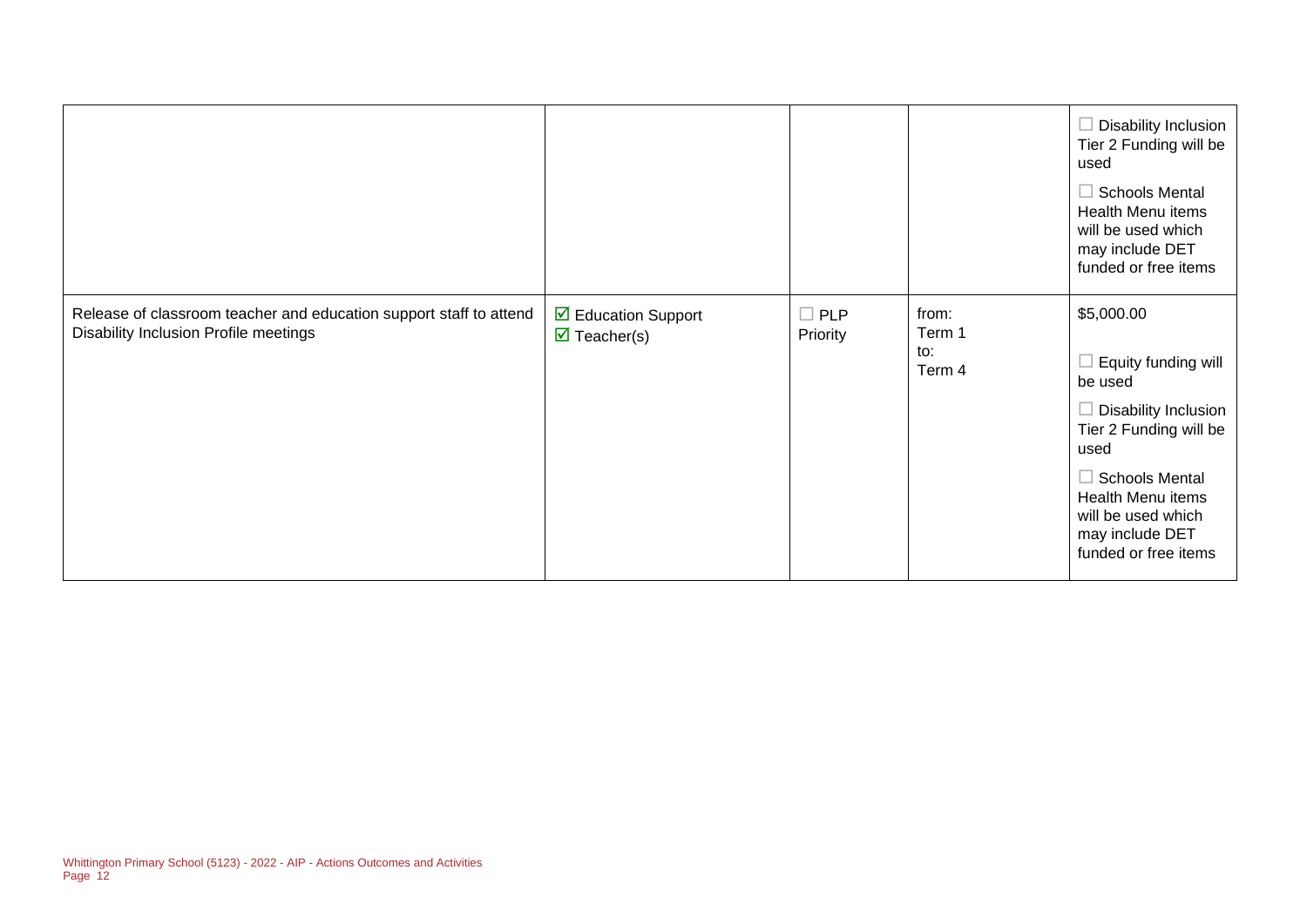| | | | | |
|---|---|---|---|---|
| | | | | ☐ Disability Inclusion Tier 2 Funding will be used<br><br>☐ Schools Mental Health Menu items will be used which may include DET funded or free items |
| Release of classroom teacher and education support staff to attend Disability Inclusion Profile meetings | ☑ Education Support<br>☑ Teacher(s) | ☐ PLP Priority | from:<br>Term 1<br>to:<br>Term 4 | $5,000.00<br><br>☐ Equity funding will be used<br><br>☐ Disability Inclusion Tier 2 Funding will be used<br><br>☐ Schools Mental Health Menu items will be used which may include DET funded or free items |